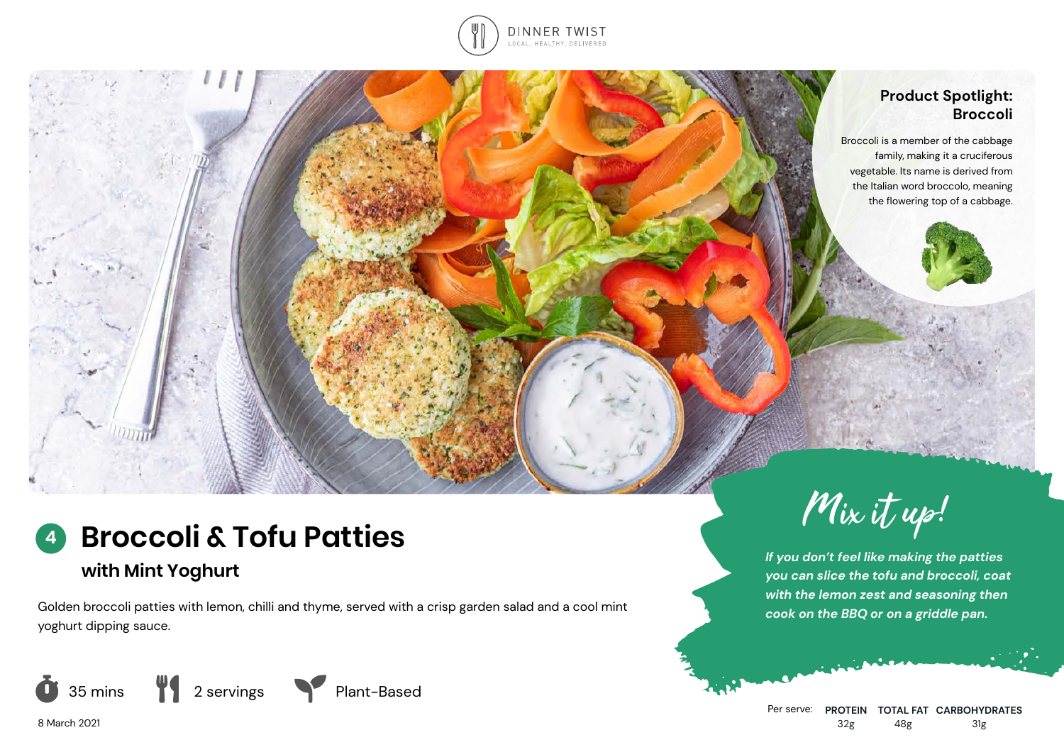DINNER TWIST

LOCAL, HEALTHY, DELIVERED

## Product Spotlight: Broccoli

Broccoli is a member of the cabbage family, making it a cruciferous vegetable. Its name is derived from the Italian word broccolo, meaning the flowering top of a cabbage.

# 4 Broccoli & Tofu Patties

## with Mint Yoghurt

Golden broccoli patties with lemon, chilli and thyme, served with a crisp garden salad and a cool mint yoghurt dipping sauce.

35 mins | 2 servings | Plant-Based

8 March 2021

## Mix it up!

***If you don't feel like making the patties you can slice the tofu and broccoli, coat with the lemon zest and seasoning then cook on the BBQ or on a griddle pan.***

| Per serve: | PROTEIN | TOTAL FAT | CARBOHYDRATES |
|---|---|---|---|
| | 32g | 48g | 31g |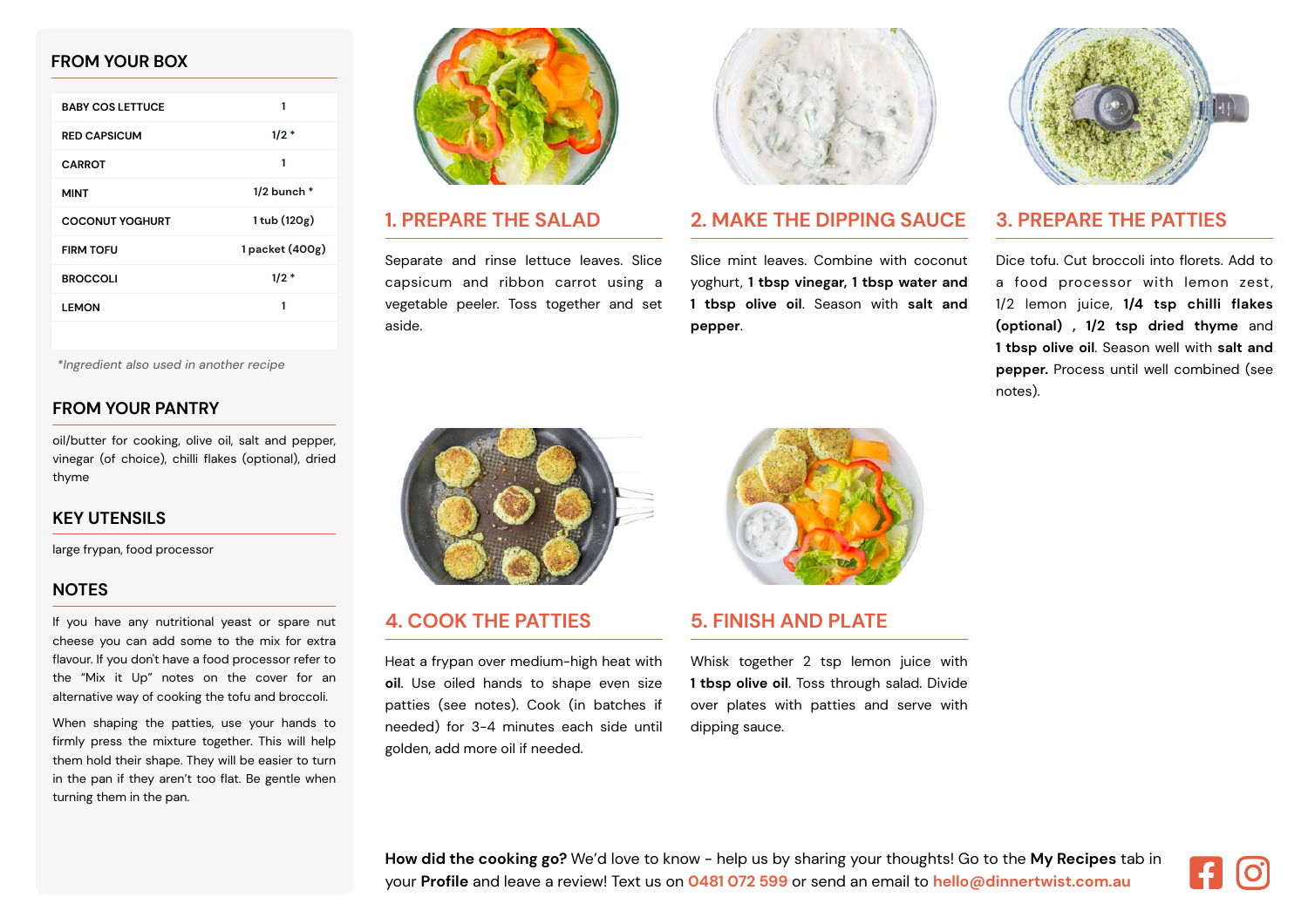## FROM YOUR BOX

| | |
|---|---|
| BABY COS LETTUCE | 1 |
| RED CAPSICUM | 1/2 * |
| CARROT | 1 |
| MINT | 1/2 bunch * |
| COCONUT YOGHURT | 1 tub (120g) |
| FIRM TOFU | 1 packet (400g) |
| BROCCOLI | 1/2 * |
| LEMON | 1 |

*\*Ingredient also used in another recipe*

## FROM YOUR PANTRY

oil/butter for cooking, olive oil, salt and pepper, vinegar (of choice), chilli flakes (optional), dried thyme

## KEY UTENSILS

large frypan, food processor

## NOTES

If you have any nutritional yeast or spare nut cheese you can add some to the mix for extra flavour. If you don't have a food processor refer to the "Mix it Up" notes on the cover for an alternative way of cooking the tofu and broccoli.

When shaping the patties, use your hands to firmly press the mixture together. This will help them hold their shape. They will be easier to turn in the pan if they aren't too flat. Be gentle when turning them in the pan.

## 1. PREPARE THE SALAD

Separate and rinse lettuce leaves. Slice capsicum and ribbon carrot using a vegetable peeler. Toss together and set aside.

## 2. MAKE THE DIPPING SAUCE

Slice mint leaves. Combine with coconut yoghurt, **1 tbsp vinegar, 1 tbsp water and 1 tbsp olive oil**. Season with **salt and pepper**.

## 3. PREPARE THE PATTIES

Dice tofu. Cut broccoli into florets. Add to a food processor with lemon zest, 1/2 lemon juice, **1/4 tsp chilli flakes (optional)** , **1/2 tsp dried thyme** and **1 tbsp olive oil**. Season well with **salt and pepper.** Process until well combined (see notes).

## 4. COOK THE PATTIES

Heat a frypan over medium-high heat with **oil**. Use oiled hands to shape even size patties (see notes). Cook (in batches if needed) for 3-4 minutes each side until golden, add more oil if needed.

## 5. FINISH AND PLATE

Whisk together 2 tsp lemon juice with **1 tbsp olive oil**. Toss through salad. Divide over plates with patties and serve with dipping sauce.

**How did the cooking go?** We'd love to know - help us by sharing your thoughts! Go to the **My Recipes** tab in your **Profile** and leave a review! Text us on 0481 072 599 or send an email to hello@dinnertwist.com.au